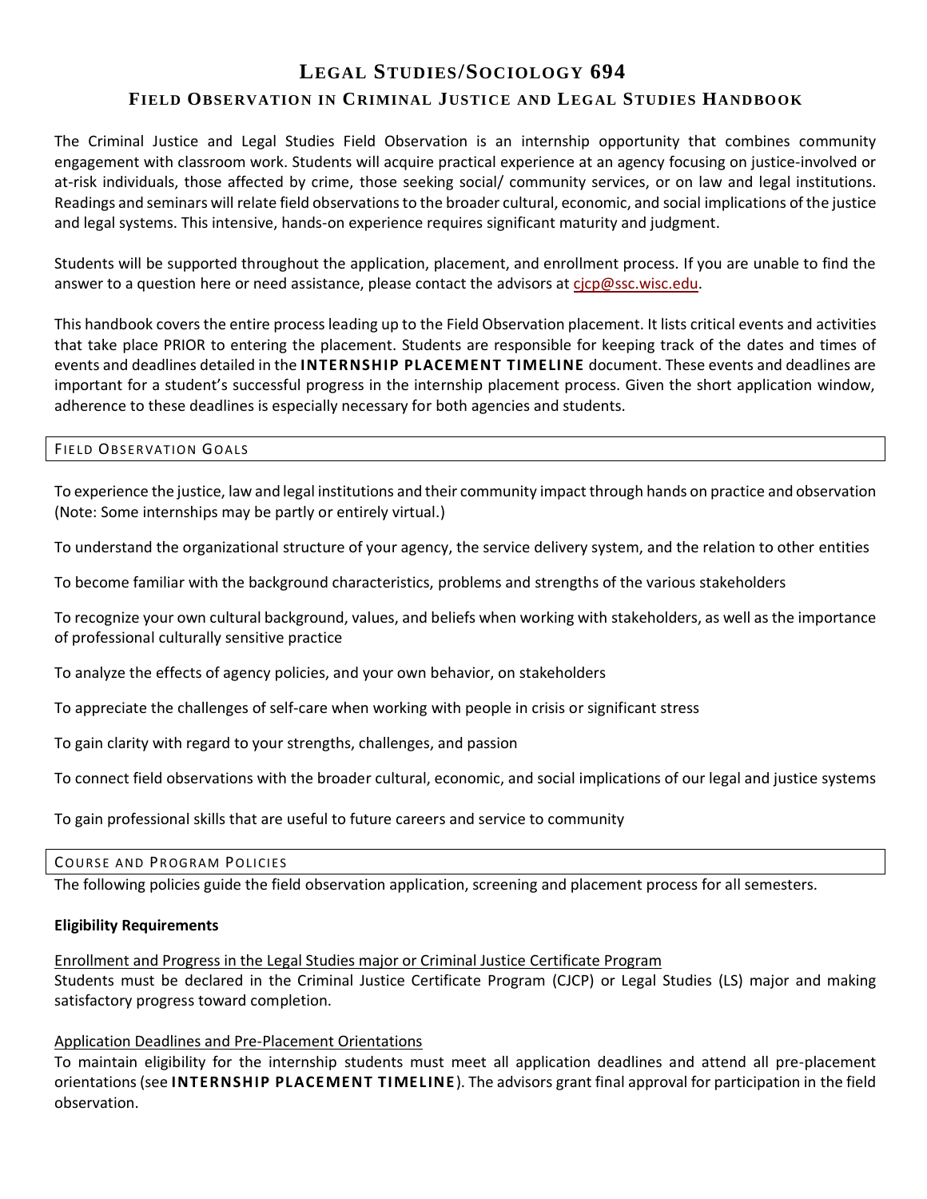# Legal Studies/Sociology 694

## Field Observation in Criminal Justice and Legal Studies Handbook

The Criminal Justice and Legal Studies Field Observation is an internship opportunity that combines community engagement with classroom work. Students will acquire practical experience at an agency focusing on justice-involved or at-risk individuals, those affected by crime, those seeking social/ community services, or on law and legal institutions. Readings and seminars will relate field observations to the broader cultural, economic, and social implications of the justice and legal systems. This intensive, hands-on experience requires significant maturity and judgment.

Students will be supported throughout the application, placement, and enrollment process. If you are unable to find the answer to a question here or need assistance, please contact the advisors at cjcp@ssc.wisc.edu.

This handbook covers the entire process leading up to the Field Observation placement. It lists critical events and activities that take place PRIOR to entering the placement. Students are responsible for keeping track of the dates and times of events and deadlines detailed in the **INTERNSHIP PLACEMENT TIMELINE** document. These events and deadlines are important for a student's successful progress in the internship placement process. Given the short application window, adherence to these deadlines is especially necessary for both agencies and students.

### Field Observation Goals

To experience the justice, law and legal institutions and their community impact through hands on practice and observation (Note: Some internships may be partly or entirely virtual.)

To understand the organizational structure of your agency, the service delivery system, and the relation to other entities

To become familiar with the background characteristics, problems and strengths of the various stakeholders

To recognize your own cultural background, values, and beliefs when working with stakeholders, as well as the importance of professional culturally sensitive practice

To analyze the effects of agency policies, and your own behavior, on stakeholders

To appreciate the challenges of self-care when working with people in crisis or significant stress

To gain clarity with regard to your strengths, challenges, and passion

To connect field observations with the broader cultural, economic, and social implications of our legal and justice systems

To gain professional skills that are useful to future careers and service to community

### Course and Program Policies

The following policies guide the field observation application, screening and placement process for all semesters.

**Eligibility Requirements**

Enrollment and Progress in the Legal Studies major or Criminal Justice Certificate Program

Students must be declared in the Criminal Justice Certificate Program (CJCP) or Legal Studies (LS) major and making satisfactory progress toward completion.

Application Deadlines and Pre-Placement Orientations

To maintain eligibility for the internship students must meet all application deadlines and attend all pre-placement orientations (see **INTERNSHIP PLACEMENT TIMELINE**). The advisors grant final approval for participation in the field observation.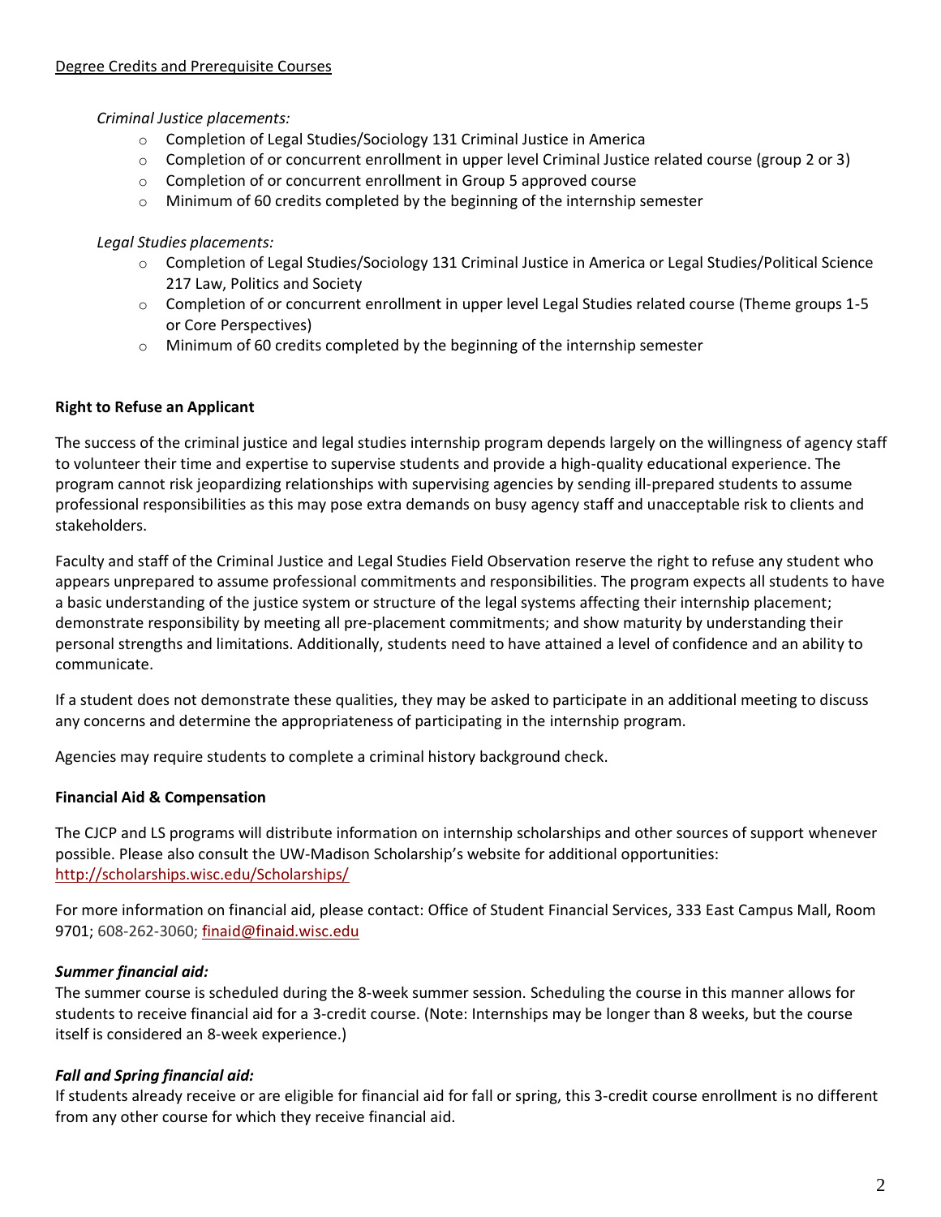Degree Credits and Prerequisite Courses

*Criminal Justice placements:*

- Completion of Legal Studies/Sociology 131 Criminal Justice in America
- Completion of or concurrent enrollment in upper level Criminal Justice related course (group 2 or 3)
- Completion of or concurrent enrollment in Group 5 approved course
- Minimum of 60 credits completed by the beginning of the internship semester

*Legal Studies placements:*

- Completion of Legal Studies/Sociology 131 Criminal Justice in America or Legal Studies/Political Science 217 Law, Politics and Society
- Completion of or concurrent enrollment in upper level Legal Studies related course (Theme groups 1-5 or Core Perspectives)
- Minimum of 60 credits completed by the beginning of the internship semester

**Right to Refuse an Applicant**

The success of the criminal justice and legal studies internship program depends largely on the willingness of agency staff to volunteer their time and expertise to supervise students and provide a high-quality educational experience. The program cannot risk jeopardizing relationships with supervising agencies by sending ill-prepared students to assume professional responsibilities as this may pose extra demands on busy agency staff and unacceptable risk to clients and stakeholders.

Faculty and staff of the Criminal Justice and Legal Studies Field Observation reserve the right to refuse any student who appears unprepared to assume professional commitments and responsibilities. The program expects all students to have a basic understanding of the justice system or structure of the legal systems affecting their internship placement; demonstrate responsibility by meeting all pre-placement commitments; and show maturity by understanding their personal strengths and limitations. Additionally, students need to have attained a level of confidence and an ability to communicate.

If a student does not demonstrate these qualities, they may be asked to participate in an additional meeting to discuss any concerns and determine the appropriateness of participating in the internship program.

Agencies may require students to complete a criminal history background check.

**Financial Aid & Compensation**

The CJCP and LS programs will distribute information on internship scholarships and other sources of support whenever possible. Please also consult the UW-Madison Scholarship's website for additional opportunities: http://scholarships.wisc.edu/Scholarships/

For more information on financial aid, please contact: Office of Student Financial Services, 333 East Campus Mall, Room 9701; 608-262-3060; finaid@finaid.wisc.edu

***Summer financial aid:***

The summer course is scheduled during the 8-week summer session. Scheduling the course in this manner allows for students to receive financial aid for a 3-credit course. (Note: Internships may be longer than 8 weeks, but the course itself is considered an 8-week experience.)

***Fall and Spring financial aid:***

If students already receive or are eligible for financial aid for fall or spring, this 3-credit course enrollment is no different from any other course for which they receive financial aid.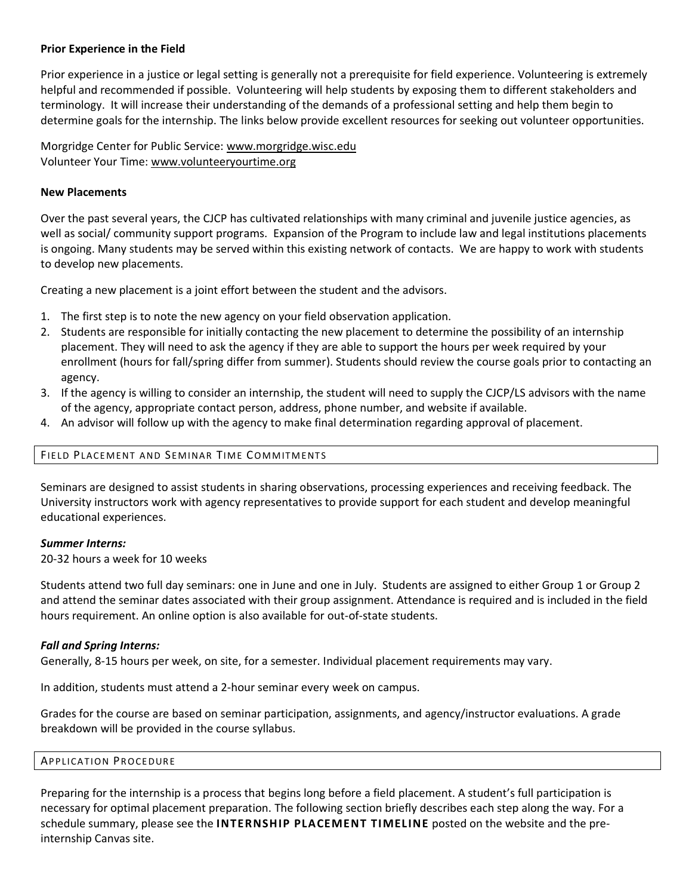**Prior Experience in the Field**

Prior experience in a justice or legal setting is generally not a prerequisite for field experience. Volunteering is extremely helpful and recommended if possible. Volunteering will help students by exposing them to different stakeholders and terminology. It will increase their understanding of the demands of a professional setting and help them begin to determine goals for the internship. The links below provide excellent resources for seeking out volunteer opportunities.

Morgridge Center for Public Service: www.morgridge.wisc.edu
Volunteer Your Time: www.volunteeryourtime.org

**New Placements**

Over the past several years, the CJCP has cultivated relationships with many criminal and juvenile justice agencies, as well as social/ community support programs. Expansion of the Program to include law and legal institutions placements is ongoing. Many students may be served within this existing network of contacts. We are happy to work with students to develop new placements.

Creating a new placement is a joint effort between the student and the advisors.

1. The first step is to note the new agency on your field observation application.
2. Students are responsible for initially contacting the new placement to determine the possibility of an internship placement. They will need to ask the agency if they are able to support the hours per week required by your enrollment (hours for fall/spring differ from summer). Students should review the course goals prior to contacting an agency.
3. If the agency is willing to consider an internship, the student will need to supply the CJCP/LS advisors with the name of the agency, appropriate contact person, address, phone number, and website if available.
4. An advisor will follow up with the agency to make final determination regarding approval of placement.

## FIELD PLACEMENT AND SEMINAR TIME COMMITMENTS

Seminars are designed to assist students in sharing observations, processing experiences and receiving feedback. The University instructors work with agency representatives to provide support for each student and develop meaningful educational experiences.

***Summer Interns:***
20-32 hours a week for 10 weeks

Students attend two full day seminars: one in June and one in July. Students are assigned to either Group 1 or Group 2 and attend the seminar dates associated with their group assignment. Attendance is required and is included in the field hours requirement. An online option is also available for out-of-state students.

***Fall and Spring Interns:***
Generally, 8-15 hours per week, on site, for a semester. Individual placement requirements may vary.

In addition, students must attend a 2-hour seminar every week on campus.

Grades for the course are based on seminar participation, assignments, and agency/instructor evaluations. A grade breakdown will be provided in the course syllabus.

## APPLICATION PROCEDURE

Preparing for the internship is a process that begins long before a field placement. A student's full participation is necessary for optimal placement preparation. The following section briefly describes each step along the way. For a schedule summary, please see the **INTERNSHIP PLACEMENT TIMELINE** posted on the website and the pre-internship Canvas site.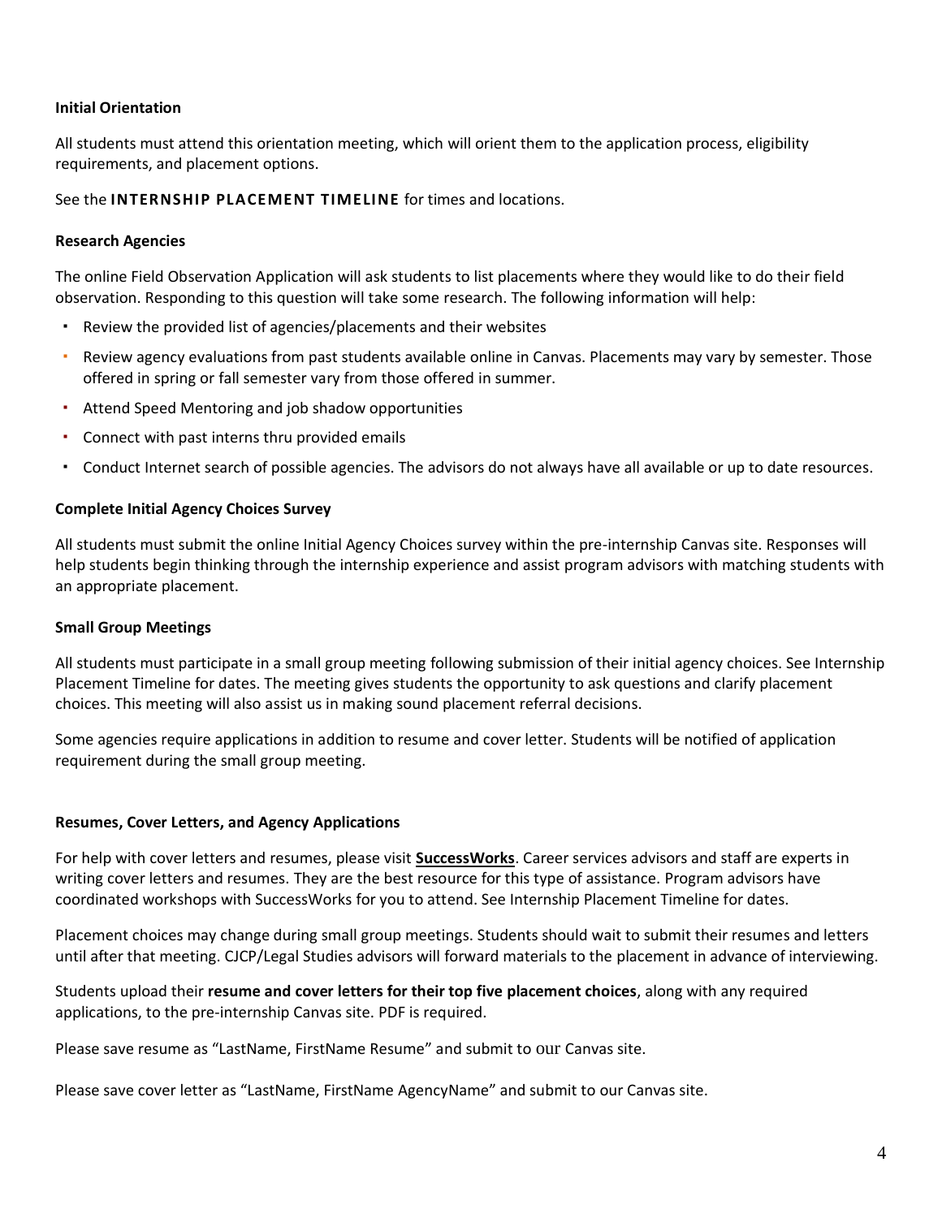### Initial Orientation

All students must attend this orientation meeting, which will orient them to the application process, eligibility requirements, and placement options.

See the **INTERNSHIP PLACEMENT TIMELINE** for times and locations.

### Research Agencies

The online Field Observation Application will ask students to list placements where they would like to do their field observation. Responding to this question will take some research. The following information will help:

- Review the provided list of agencies/placements and their websites
- Review agency evaluations from past students available online in Canvas. Placements may vary by semester. Those offered in spring or fall semester vary from those offered in summer.
- Attend Speed Mentoring and job shadow opportunities
- Connect with past interns thru provided emails
- Conduct Internet search of possible agencies. The advisors do not always have all available or up to date resources.

### Complete Initial Agency Choices Survey

All students must submit the online Initial Agency Choices survey within the pre-internship Canvas site. Responses will help students begin thinking through the internship experience and assist program advisors with matching students with an appropriate placement.

### Small Group Meetings

All students must participate in a small group meeting following submission of their initial agency choices. See Internship Placement Timeline for dates. The meeting gives students the opportunity to ask questions and clarify placement choices. This meeting will also assist us in making sound placement referral decisions.

Some agencies require applications in addition to resume and cover letter. Students will be notified of application requirement during the small group meeting.

### Resumes, Cover Letters, and Agency Applications

For help with cover letters and resumes, please visit **SuccessWorks**. Career services advisors and staff are experts in writing cover letters and resumes. They are the best resource for this type of assistance. Program advisors have coordinated workshops with SuccessWorks for you to attend. See Internship Placement Timeline for dates.

Placement choices may change during small group meetings. Students should wait to submit their resumes and letters until after that meeting. CJCP/Legal Studies advisors will forward materials to the placement in advance of interviewing.

Students upload their **resume and cover letters for their top five placement choices**, along with any required applications, to the pre-internship Canvas site. PDF is required.

Please save resume as "LastName, FirstName Resume" and submit to our Canvas site.

Please save cover letter as "LastName, FirstName AgencyName" and submit to our Canvas site.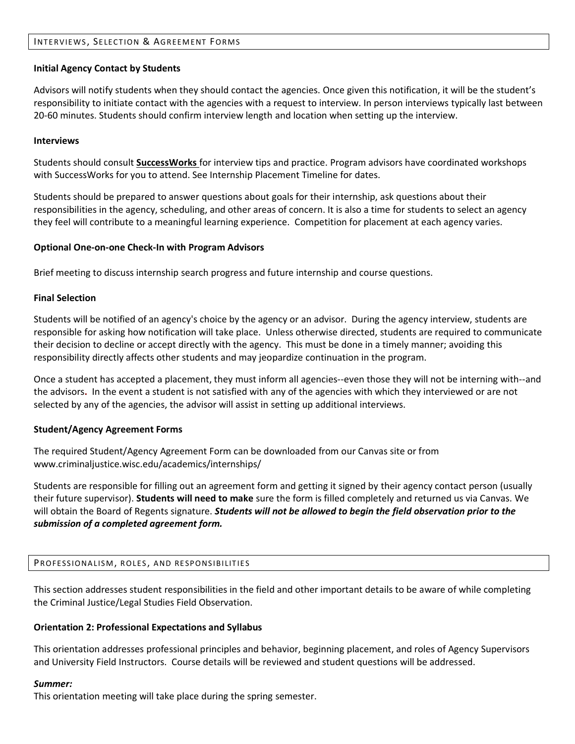## Interviews, Selection & Agreement Forms

**Initial Agency Contact by Students**

Advisors will notify students when they should contact the agencies. Once given this notification, it will be the student's responsibility to initiate contact with the agencies with a request to interview. In person interviews typically last between 20-60 minutes. Students should confirm interview length and location when setting up the interview.

**Interviews**

Students should consult **SuccessWorks** for interview tips and practice. Program advisors have coordinated workshops with SuccessWorks for you to attend. See Internship Placement Timeline for dates.

Students should be prepared to answer questions about goals for their internship, ask questions about their responsibilities in the agency, scheduling, and other areas of concern. It is also a time for students to select an agency they feel will contribute to a meaningful learning experience. Competition for placement at each agency varies.

**Optional One-on-one Check-In with Program Advisors**

Brief meeting to discuss internship search progress and future internship and course questions.

**Final Selection**

Students will be notified of an agency's choice by the agency or an advisor. During the agency interview, students are responsible for asking how notification will take place. Unless otherwise directed, students are required to communicate their decision to decline or accept directly with the agency. This must be done in a timely manner; avoiding this responsibility directly affects other students and may jeopardize continuation in the program.

Once a student has accepted a placement, they must inform all agencies--even those they will not be interning with--and the advisors. In the event a student is not satisfied with any of the agencies with which they interviewed or are not selected by any of the agencies, the advisor will assist in setting up additional interviews.

**Student/Agency Agreement Forms**

The required Student/Agency Agreement Form can be downloaded from our Canvas site or from www.criminaljustice.wisc.edu/academics/internships/

Students are responsible for filling out an agreement form and getting it signed by their agency contact person (usually their future supervisor). **Students will need to make** sure the form is filled completely and returned us via Canvas. We will obtain the Board of Regents signature. ***Students will not be allowed to begin the field observation prior to the submission of a completed agreement form.***

## Professionalism, Roles, and Responsibilities

This section addresses student responsibilities in the field and other important details to be aware of while completing the Criminal Justice/Legal Studies Field Observation.

**Orientation 2: Professional Expectations and Syllabus**

This orientation addresses professional principles and behavior, beginning placement, and roles of Agency Supervisors and University Field Instructors. Course details will be reviewed and student questions will be addressed.

***Summer:***
This orientation meeting will take place during the spring semester.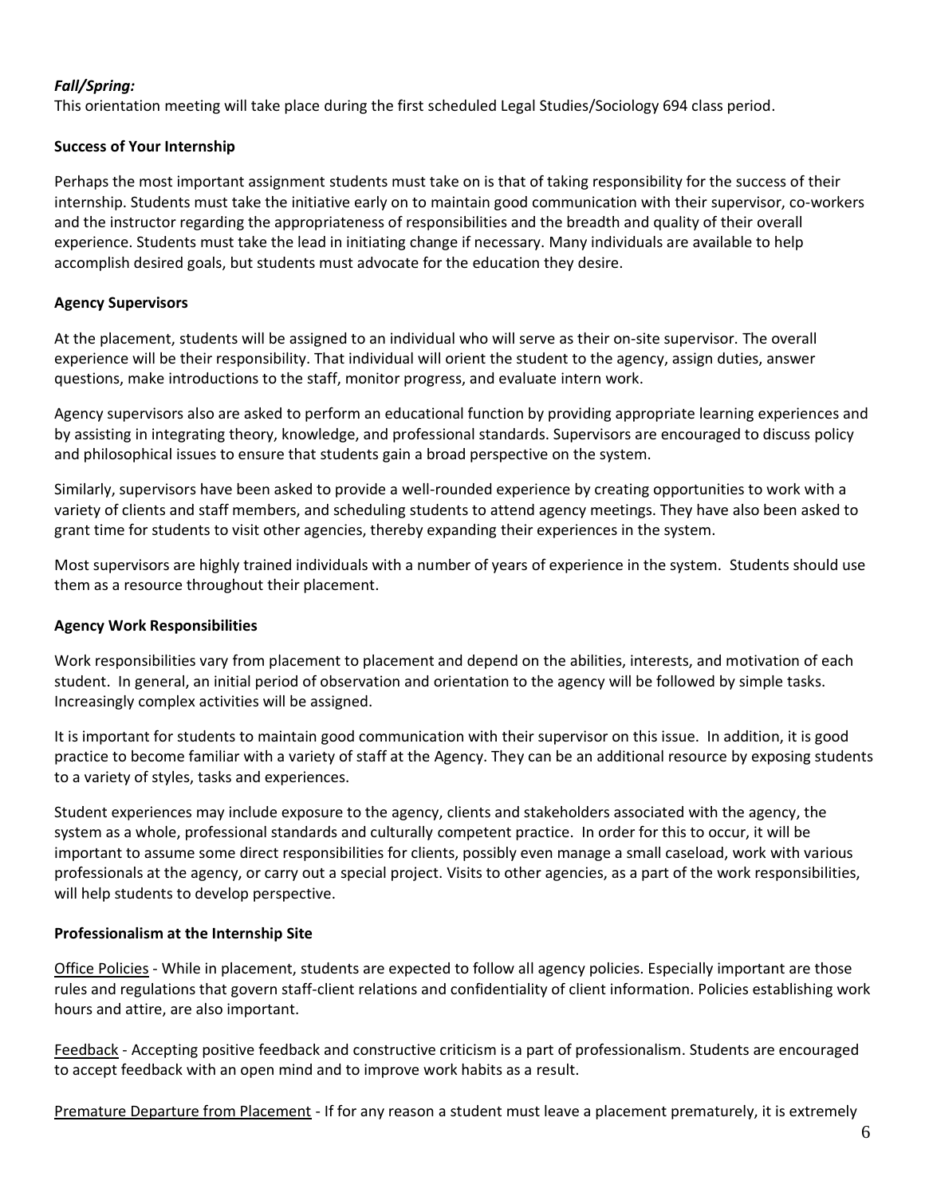***Fall/Spring:***

This orientation meeting will take place during the first scheduled Legal Studies/Sociology 694 class period.

**Success of Your Internship**

Perhaps the most important assignment students must take on is that of taking responsibility for the success of their internship. Students must take the initiative early on to maintain good communication with their supervisor, co-workers and the instructor regarding the appropriateness of responsibilities and the breadth and quality of their overall experience. Students must take the lead in initiating change if necessary. Many individuals are available to help accomplish desired goals, but students must advocate for the education they desire.

**Agency Supervisors**

At the placement, students will be assigned to an individual who will serve as their on-site supervisor. The overall experience will be their responsibility. That individual will orient the student to the agency, assign duties, answer questions, make introductions to the staff, monitor progress, and evaluate intern work.

Agency supervisors also are asked to perform an educational function by providing appropriate learning experiences and by assisting in integrating theory, knowledge, and professional standards. Supervisors are encouraged to discuss policy and philosophical issues to ensure that students gain a broad perspective on the system.

Similarly, supervisors have been asked to provide a well-rounded experience by creating opportunities to work with a variety of clients and staff members, and scheduling students to attend agency meetings. They have also been asked to grant time for students to visit other agencies, thereby expanding their experiences in the system.

Most supervisors are highly trained individuals with a number of years of experience in the system. Students should use them as a resource throughout their placement.

**Agency Work Responsibilities**

Work responsibilities vary from placement to placement and depend on the abilities, interests, and motivation of each student. In general, an initial period of observation and orientation to the agency will be followed by simple tasks. Increasingly complex activities will be assigned.

It is important for students to maintain good communication with their supervisor on this issue. In addition, it is good practice to become familiar with a variety of staff at the Agency. They can be an additional resource by exposing students to a variety of styles, tasks and experiences.

Student experiences may include exposure to the agency, clients and stakeholders associated with the agency, the system as a whole, professional standards and culturally competent practice. In order for this to occur, it will be important to assume some direct responsibilities for clients, possibly even manage a small caseload, work with various professionals at the agency, or carry out a special project. Visits to other agencies, as a part of the work responsibilities, will help students to develop perspective.

**Professionalism at the Internship Site**

<u>Office Policies</u> - While in placement, students are expected to follow all agency policies. Especially important are those rules and regulations that govern staff-client relations and confidentiality of client information. Policies establishing work hours and attire, are also important.

<u>Feedback</u> - Accepting positive feedback and constructive criticism is a part of professionalism. Students are encouraged to accept feedback with an open mind and to improve work habits as a result.

<u>Premature Departure from Placement</u> - If for any reason a student must leave a placement prematurely, it is extremely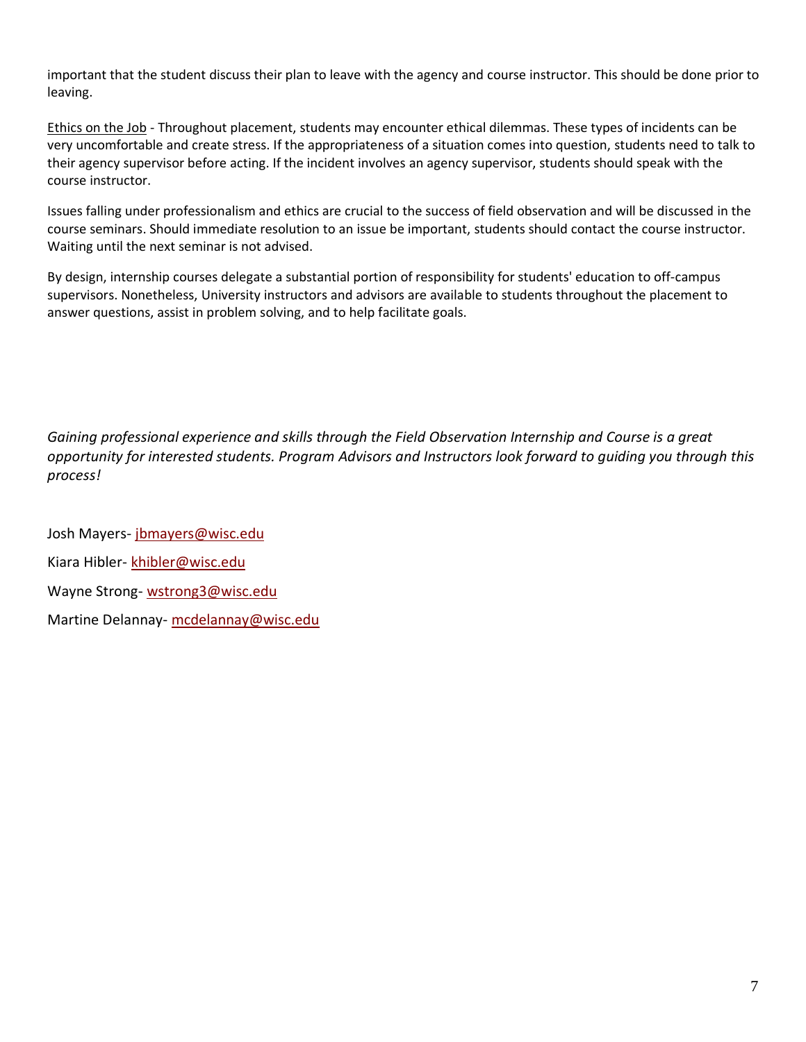important that the student discuss their plan to leave with the agency and course instructor. This should be done prior to leaving.

Ethics on the Job - Throughout placement, students may encounter ethical dilemmas. These types of incidents can be very uncomfortable and create stress. If the appropriateness of a situation comes into question, students need to talk to their agency supervisor before acting. If the incident involves an agency supervisor, students should speak with the course instructor.

Issues falling under professionalism and ethics are crucial to the success of field observation and will be discussed in the course seminars. Should immediate resolution to an issue be important, students should contact the course instructor. Waiting until the next seminar is not advised.

By design, internship courses delegate a substantial portion of responsibility for students' education to off-campus supervisors. Nonetheless, University instructors and advisors are available to students throughout the placement to answer questions, assist in problem solving, and to help facilitate goals.

*Gaining professional experience and skills through the Field Observation Internship and Course is a great opportunity for interested students. Program Advisors and Instructors look forward to guiding you through this process!*

Josh Mayers- jbmayers@wisc.edu

Kiara Hibler- khibler@wisc.edu

Wayne Strong- wstrong3@wisc.edu

Martine Delannay- mcdelannay@wisc.edu